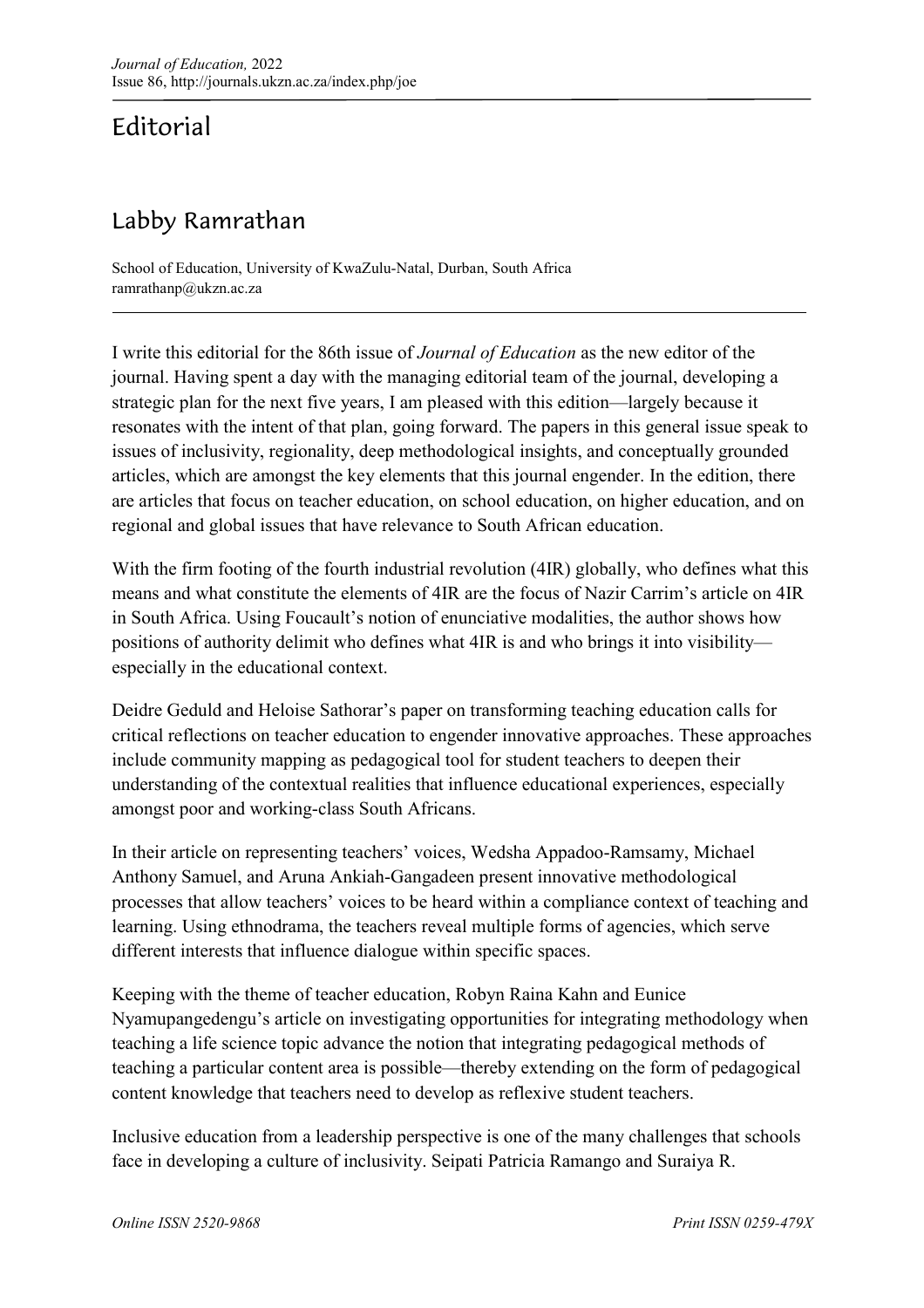# Editorial

## Labby Ramrathan

School of Education, University of KwaZulu-Natal, Durban, South Africa
ramrathanp@ukzn.ac.za

---

I write this editorial for the 86th issue of *Journal of Education* as the new editor of the journal. Having spent a day with the managing editorial team of the journal, developing a strategic plan for the next five years, I am pleased with this edition—largely because it resonates with the intent of that plan, going forward. The papers in this general issue speak to issues of inclusivity, regionality, deep methodological insights, and conceptually grounded articles, which are amongst the key elements that this journal engender. In the edition, there are articles that focus on teacher education, on school education, on higher education, and on regional and global issues that have relevance to South African education.

With the firm footing of the fourth industrial revolution (4IR) globally, who defines what this means and what constitute the elements of 4IR are the focus of Nazir Carrim's article on 4IR in South Africa. Using Foucault's notion of enunciative modalities, the author shows how positions of authority delimit who defines what 4IR is and who brings it into visibility—especially in the educational context.

Deidre Geduld and Heloise Sathorar's paper on transforming teaching education calls for critical reflections on teacher education to engender innovative approaches. These approaches include community mapping as pedagogical tool for student teachers to deepen their understanding of the contextual realities that influence educational experiences, especially amongst poor and working-class South Africans.

In their article on representing teachers' voices, Wedsha Appadoo-Ramsamy, Michael Anthony Samuel, and Aruna Ankiah-Gangadeen present innovative methodological processes that allow teachers' voices to be heard within a compliance context of teaching and learning. Using ethnodrama, the teachers reveal multiple forms of agencies, which serve different interests that influence dialogue within specific spaces.

Keeping with the theme of teacher education, Robyn Raina Kahn and Eunice Nyamupangedengu's article on investigating opportunities for integrating methodology when teaching a life science topic advance the notion that integrating pedagogical methods of teaching a particular content area is possible—thereby extending on the form of pedagogical content knowledge that teachers need to develop as reflexive student teachers.

Inclusive education from a leadership perspective is one of the many challenges that schools face in developing a culture of inclusivity. Seipati Patricia Ramango and Suraiya R.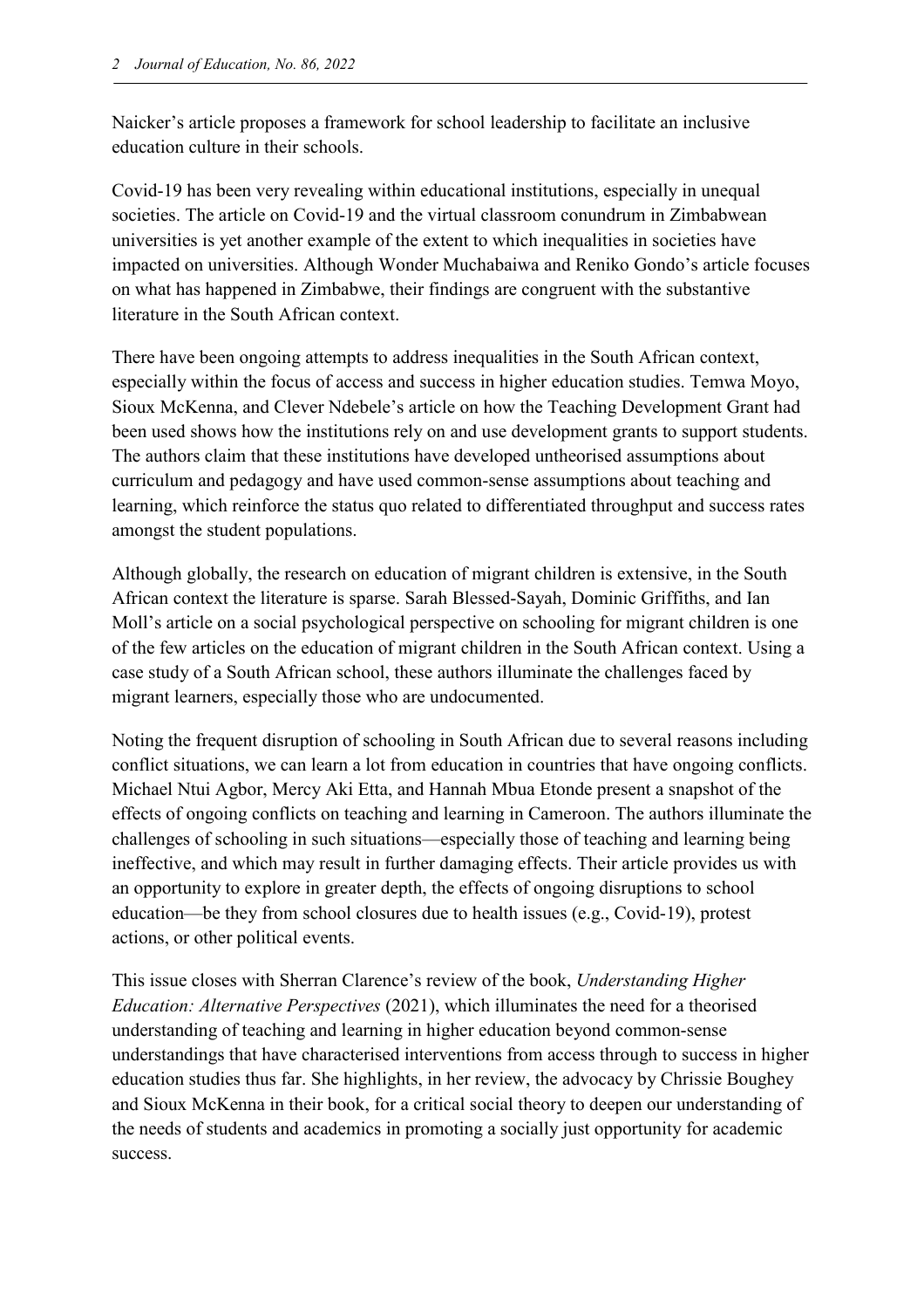Naicker's article proposes a framework for school leadership to facilitate an inclusive education culture in their schools.

Covid-19 has been very revealing within educational institutions, especially in unequal societies. The article on Covid-19 and the virtual classroom conundrum in Zimbabwean universities is yet another example of the extent to which inequalities in societies have impacted on universities. Although Wonder Muchabaiwa and Reniko Gondo's article focuses on what has happened in Zimbabwe, their findings are congruent with the substantive literature in the South African context.

There have been ongoing attempts to address inequalities in the South African context, especially within the focus of access and success in higher education studies. Temwa Moyo, Sioux McKenna, and Clever Ndebele's article on how the Teaching Development Grant had been used shows how the institutions rely on and use development grants to support students. The authors claim that these institutions have developed untheorised assumptions about curriculum and pedagogy and have used common-sense assumptions about teaching and learning, which reinforce the status quo related to differentiated throughput and success rates amongst the student populations.

Although globally, the research on education of migrant children is extensive, in the South African context the literature is sparse. Sarah Blessed-Sayah, Dominic Griffiths, and Ian Moll's article on a social psychological perspective on schooling for migrant children is one of the few articles on the education of migrant children in the South African context. Using a case study of a South African school, these authors illuminate the challenges faced by migrant learners, especially those who are undocumented.

Noting the frequent disruption of schooling in South African due to several reasons including conflict situations, we can learn a lot from education in countries that have ongoing conflicts. Michael Ntui Agbor, Mercy Aki Etta, and Hannah Mbua Etonde present a snapshot of the effects of ongoing conflicts on teaching and learning in Cameroon. The authors illuminate the challenges of schooling in such situations—especially those of teaching and learning being ineffective, and which may result in further damaging effects. Their article provides us with an opportunity to explore in greater depth, the effects of ongoing disruptions to school education—be they from school closures due to health issues (e.g., Covid-19), protest actions, or other political events.

This issue closes with Sherran Clarence's review of the book, *Understanding Higher Education: Alternative Perspectives* (2021), which illuminates the need for a theorised understanding of teaching and learning in higher education beyond common-sense understandings that have characterised interventions from access through to success in higher education studies thus far. She highlights, in her review, the advocacy by Chrissie Boughey and Sioux McKenna in their book, for a critical social theory to deepen our understanding of the needs of students and academics in promoting a socially just opportunity for academic success.